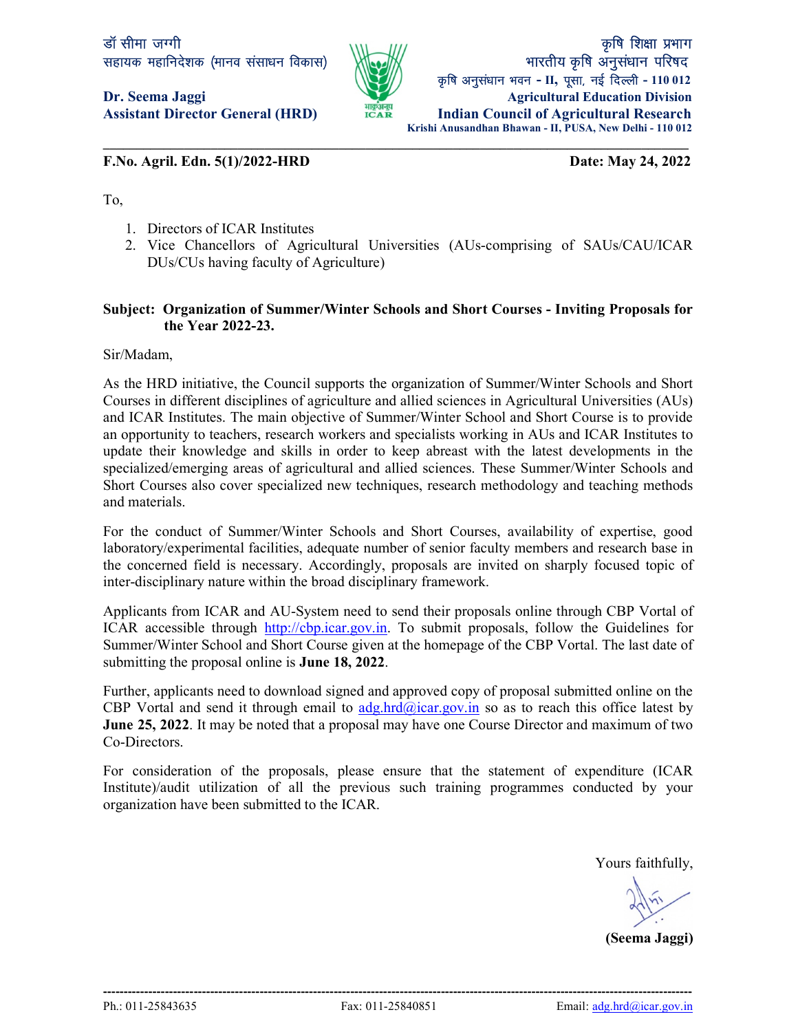डॉ सीमा जग्गी
सहायक महानिदेशक (मानव संसाधन विकास)

**Dr. Seema Jaggi**
**Assistant Director General (HRD)**

कृषि शिक्षा प्रभाग
भारतीय कृषि अनुसंधान परिषद
कृषि अनुसंधान भवन - II, पूसा, नई दिल्ली - 110 012
**Agricultural Education Division**
**Indian Council of Agricultural Research**
**Krishi Anusandhan Bhawan - II, PUSA, New Delhi - 110 012**

---

**F.No. Agril. Edn. 5(1)/2022-HRD** **Date: May 24, 2022**

To,

1. Directors of ICAR Institutes
2. Vice Chancellors of Agricultural Universities (AUs-comprising of SAUs/CAU/ICAR DUs/CUs having faculty of Agriculture)

**Subject: Organization of Summer/Winter Schools and Short Courses - Inviting Proposals for the Year 2022-23.**

Sir/Madam,

As the HRD initiative, the Council supports the organization of Summer/Winter Schools and Short Courses in different disciplines of agriculture and allied sciences in Agricultural Universities (AUs) and ICAR Institutes. The main objective of Summer/Winter School and Short Course is to provide an opportunity to teachers, research workers and specialists working in AUs and ICAR Institutes to update their knowledge and skills in order to keep abreast with the latest developments in the specialized/emerging areas of agricultural and allied sciences. These Summer/Winter Schools and Short Courses also cover specialized new techniques, research methodology and teaching methods and materials.

For the conduct of Summer/Winter Schools and Short Courses, availability of expertise, good laboratory/experimental facilities, adequate number of senior faculty members and research base in the concerned field is necessary. Accordingly, proposals are invited on sharply focused topic of inter-disciplinary nature within the broad disciplinary framework.

Applicants from ICAR and AU-System need to send their proposals online through CBP Vortal of ICAR accessible through http://cbp.icar.gov.in. To submit proposals, follow the Guidelines for Summer/Winter School and Short Course given at the homepage of the CBP Vortal. The last date of submitting the proposal online is **June 18, 2022**.

Further, applicants need to download signed and approved copy of proposal submitted online on the CBP Vortal and send it through email to adg.hrd@icar.gov.in so as to reach this office latest by **June 25, 2022**. It may be noted that a proposal may have one Course Director and maximum of two Co-Directors.

For consideration of the proposals, please ensure that the statement of expenditure (ICAR Institute)/audit utilization of all the previous such training programmes conducted by your organization have been submitted to the ICAR.

Yours faithfully,

**(Seema Jaggi)**

---

Ph.: 011-25843635 Fax: 011-25840851 Email: adg.hrd@icar.gov.in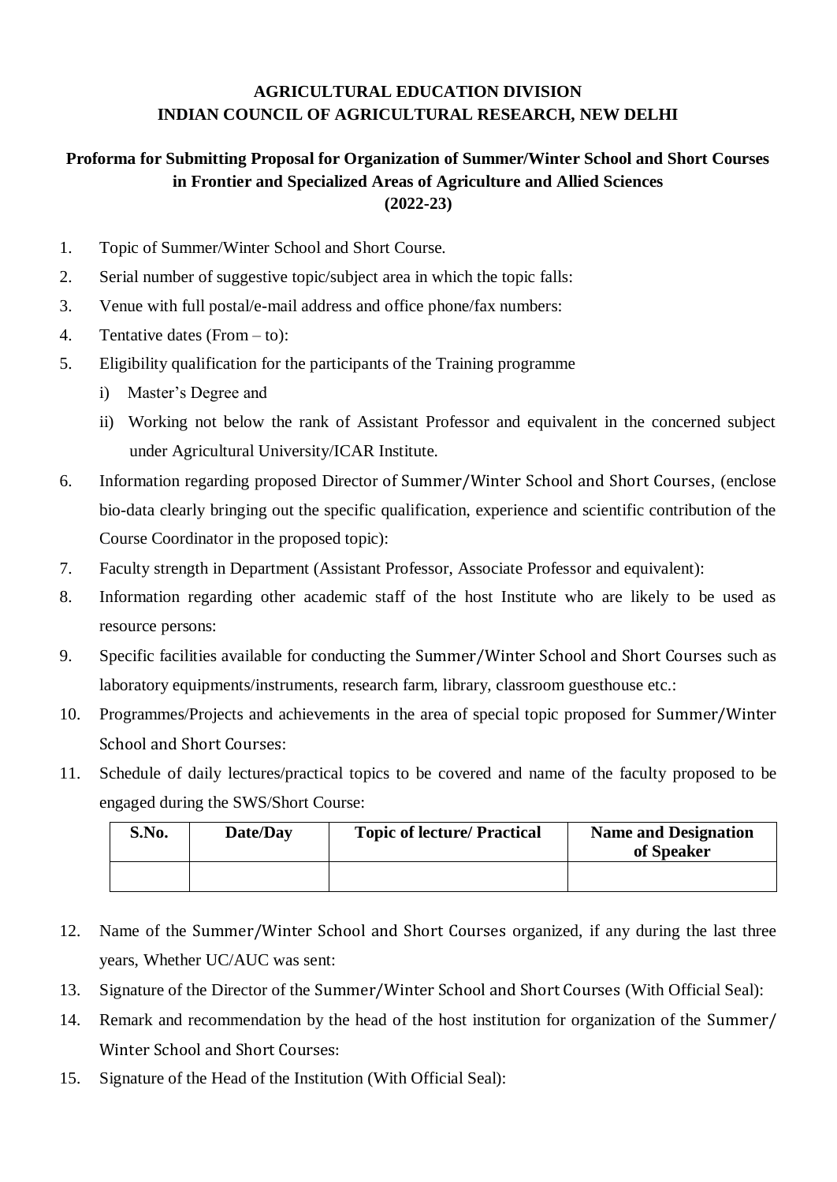**AGRICULTURAL EDUCATION DIVISION**
**INDIAN COUNCIL OF AGRICULTURAL RESEARCH, NEW DELHI**

**Proforma for Submitting Proposal for Organization of Summer/Winter School and Short Courses in Frontier and Specialized Areas of Agriculture and Allied Sciences (2022-23)**

1. Topic of Summer/Winter School and Short Course.
2. Serial number of suggestive topic/subject area in which the topic falls:
3. Venue with full postal/e-mail address and office phone/fax numbers:
4. Tentative dates (From – to):
5. Eligibility qualification for the participants of the Training programme
   i) Master's Degree and
   ii) Working not below the rank of Assistant Professor and equivalent in the concerned subject under Agricultural University/ICAR Institute.
6. Information regarding proposed Director of Summer/Winter School and Short Courses, (enclose bio-data clearly bringing out the specific qualification, experience and scientific contribution of the Course Coordinator in the proposed topic):
7. Faculty strength in Department (Assistant Professor, Associate Professor and equivalent):
8. Information regarding other academic staff of the host Institute who are likely to be used as resource persons:
9. Specific facilities available for conducting the Summer/Winter School and Short Courses such as laboratory equipments/instruments, research farm, library, classroom guesthouse etc.:
10. Programmes/Projects and achievements in the area of special topic proposed for Summer/Winter School and Short Courses:
11. Schedule of daily lectures/practical topics to be covered and name of the faculty proposed to be engaged during the SWS/Short Course:

| S.No. | Date/Day | Topic of lecture/ Practical | Name and Designation of Speaker |
|---|---|---|---|
| | | | |

12. Name of the Summer/Winter School and Short Courses organized, if any during the last three years, Whether UC/AUC was sent:
13. Signature of the Director of the Summer/Winter School and Short Courses (With Official Seal):
14. Remark and recommendation by the head of the host institution for organization of the Summer/ Winter School and Short Courses:
15. Signature of the Head of the Institution (With Official Seal):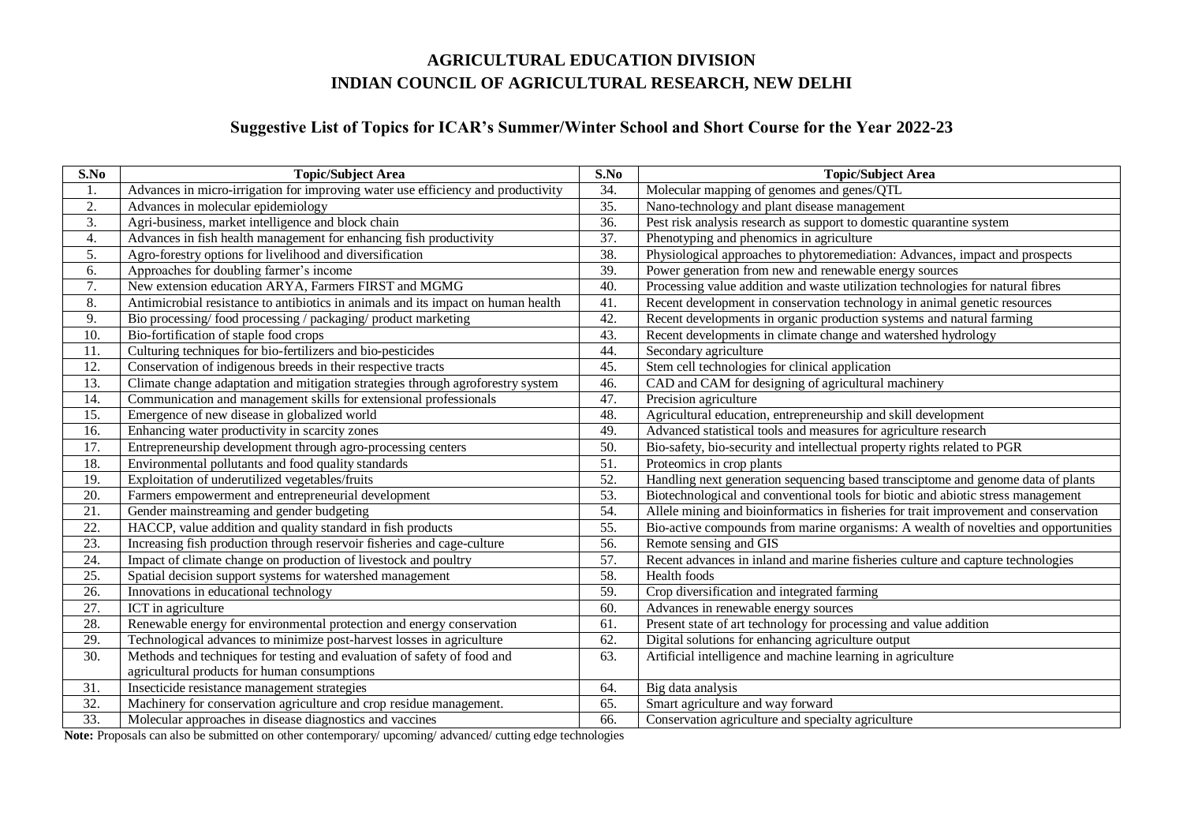# AGRICULTURAL EDUCATION DIVISION
# INDIAN COUNCIL OF AGRICULTURAL RESEARCH, NEW DELHI

## Suggestive List of Topics for ICAR's Summer/Winter School and Short Course for the Year 2022-23

| S.No | Topic/Subject Area | S.No | Topic/Subject Area |
|---|---|---|---|
| 1. | Advances in micro-irrigation for improving water use efficiency and productivity | 34. | Molecular mapping of genomes and genes/QTL |
| 2. | Advances in molecular epidemiology | 35. | Nano-technology and plant disease management |
| 3. | Agri-business, market intelligence and block chain | 36. | Pest risk analysis research as support to domestic quarantine system |
| 4. | Advances in fish health management for enhancing fish productivity | 37. | Phenotyping and phenomics in agriculture |
| 5. | Agro-forestry options for livelihood and diversification | 38. | Physiological approaches to phytoremediation: Advances, impact and prospects |
| 6. | Approaches for doubling farmer's income | 39. | Power generation from new and renewable energy sources |
| 7. | New extension education ARYA, Farmers FIRST and MGMG | 40. | Processing value addition and waste utilization technologies for natural fibres |
| 8. | Antimicrobial resistance to antibiotics in animals and its impact on human health | 41. | Recent development in conservation technology in animal genetic resources |
| 9. | Bio processing/ food processing / packaging/ product marketing | 42. | Recent developments in organic production systems and natural farming |
| 10. | Bio-fortification of staple food crops | 43. | Recent developments in climate change and watershed hydrology |
| 11. | Culturing techniques for bio-fertilizers and bio-pesticides | 44. | Secondary agriculture |
| 12. | Conservation of indigenous breeds in their respective tracts | 45. | Stem cell technologies for clinical application |
| 13. | Climate change adaptation and mitigation strategies through agroforestry system | 46. | CAD and CAM for designing of agricultural machinery |
| 14. | Communication and management skills for extensional professionals | 47. | Precision agriculture |
| 15. | Emergence of new disease in globalized world | 48. | Agricultural education, entrepreneurship and skill development |
| 16. | Enhancing water productivity in scarcity zones | 49. | Advanced statistical tools and measures for agriculture research |
| 17. | Entrepreneurship development through agro-processing centers | 50. | Bio-safety, bio-security and intellectual property rights related to PGR |
| 18. | Environmental pollutants and food quality standards | 51. | Proteomics in crop plants |
| 19. | Exploitation of underutilized vegetables/fruits | 52. | Handling next generation sequencing based transciptome and genome data of plants |
| 20. | Farmers empowerment and entrepreneurial development | 53. | Biotechnological and conventional tools for biotic and abiotic stress management |
| 21. | Gender mainstreaming and gender budgeting | 54. | Allele mining and bioinformatics in fisheries for trait improvement and conservation |
| 22. | HACCP, value addition and quality standard in fish products | 55. | Bio-active compounds from marine organisms: A wealth of novelties and opportunities |
| 23. | Increasing fish production through reservoir fisheries and cage-culture | 56. | Remote sensing and GIS |
| 24. | Impact of climate change on production of livestock and poultry | 57. | Recent advances in inland and marine fisheries culture and capture technologies |
| 25. | Spatial decision support systems for watershed management | 58. | Health foods |
| 26. | Innovations in educational technology | 59. | Crop diversification and integrated farming |
| 27. | ICT in agriculture | 60. | Advances in renewable energy sources |
| 28. | Renewable energy for environmental protection and energy conservation | 61. | Present state of art technology for processing and value addition |
| 29. | Technological advances to minimize post-harvest losses in agriculture | 62. | Digital solutions for enhancing agriculture output |
| 30. | Methods and techniques for testing and evaluation of safety of food and agricultural products for human consumptions | 63. | Artificial intelligence and machine learning in agriculture |
| 31. | Insecticide resistance management strategies | 64. | Big data analysis |
| 32. | Machinery for conservation agriculture and crop residue management. | 65. | Smart agriculture and way forward |
| 33. | Molecular approaches in disease diagnostics and vaccines | 66. | Conservation agriculture and specialty agriculture |

**Note:** Proposals can also be submitted on other contemporary/ upcoming/ advanced/ cutting edge technologies